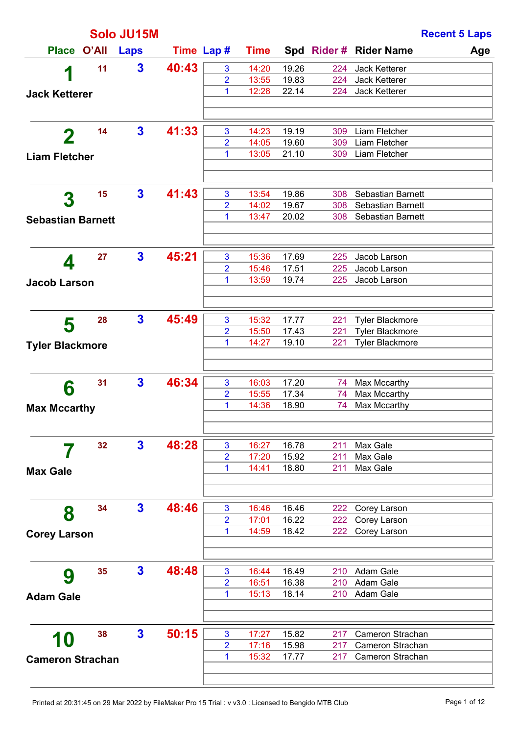## Solo JU15M

**Recent 5 Laps**

| Place | O'All | Laps | Time | Lap # | Time | Spd | Rider # | Rider Name | Age |
|---|---|---|---|---|---|---|---|---|---|
| **1** Jack Ketterer | 11 | 3 | 40:43 | 3 | 14:20 | 19.26 | 224 | Jack Ketterer | |
| | | | | 2 | 13:55 | 19.83 | 224 | Jack Ketterer | |
| | | | | 1 | 12:28 | 22.14 | 224 | Jack Ketterer | |
| **2** Liam Fletcher | 14 | 3 | 41:33 | 3 | 14:23 | 19.19 | 309 | Liam Fletcher | |
| | | | | 2 | 14:05 | 19.60 | 309 | Liam Fletcher | |
| | | | | 1 | 13:05 | 21.10 | 309 | Liam Fletcher | |
| **3** Sebastian Barnett | 15 | 3 | 41:43 | 3 | 13:54 | 19.86 | 308 | Sebastian Barnett | |
| | | | | 2 | 14:02 | 19.67 | 308 | Sebastian Barnett | |
| | | | | 1 | 13:47 | 20.02 | 308 | Sebastian Barnett | |
| **4** Jacob Larson | 27 | 3 | 45:21 | 3 | 15:36 | 17.69 | 225 | Jacob Larson | |
| | | | | 2 | 15:46 | 17.51 | 225 | Jacob Larson | |
| | | | | 1 | 13:59 | 19.74 | 225 | Jacob Larson | |
| **5** Tyler Blackmore | 28 | 3 | 45:49 | 3 | 15:32 | 17.77 | 221 | Tyler Blackmore | |
| | | | | 2 | 15:50 | 17.43 | 221 | Tyler Blackmore | |
| | | | | 1 | 14:27 | 19.10 | 221 | Tyler Blackmore | |
| **6** Max Mccarthy | 31 | 3 | 46:34 | 3 | 16:03 | 17.20 | 74 | Max Mccarthy | |
| | | | | 2 | 15:55 | 17.34 | 74 | Max Mccarthy | |
| | | | | 1 | 14:36 | 18.90 | 74 | Max Mccarthy | |
| **7** Max Gale | 32 | 3 | 48:28 | 3 | 16:27 | 16.78 | 211 | Max Gale | |
| | | | | 2 | 17:20 | 15.92 | 211 | Max Gale | |
| | | | | 1 | 14:41 | 18.80 | 211 | Max Gale | |
| **8** Corey Larson | 34 | 3 | 48:46 | 3 | 16:46 | 16.46 | 222 | Corey Larson | |
| | | | | 2 | 17:01 | 16.22 | 222 | Corey Larson | |
| | | | | 1 | 14:59 | 18.42 | 222 | Corey Larson | |
| **9** Adam Gale | 35 | 3 | 48:48 | 3 | 16:44 | 16.49 | 210 | Adam Gale | |
| | | | | 2 | 16:51 | 16.38 | 210 | Adam Gale | |
| | | | | 1 | 15:13 | 18.14 | 210 | Adam Gale | |
| **10** Cameron Strachan | 38 | 3 | 50:15 | 3 | 17:27 | 15.82 | 217 | Cameron Strachan | |
| | | | | 2 | 17:16 | 15.98 | 217 | Cameron Strachan | |
| | | | | 1 | 15:32 | 17.77 | 217 | Cameron Strachan | |

Printed at 20:31:45 on 29 Mar 2022 by FileMaker Pro 15 Trial : v v3.0 : Licensed to Bengido MTB Club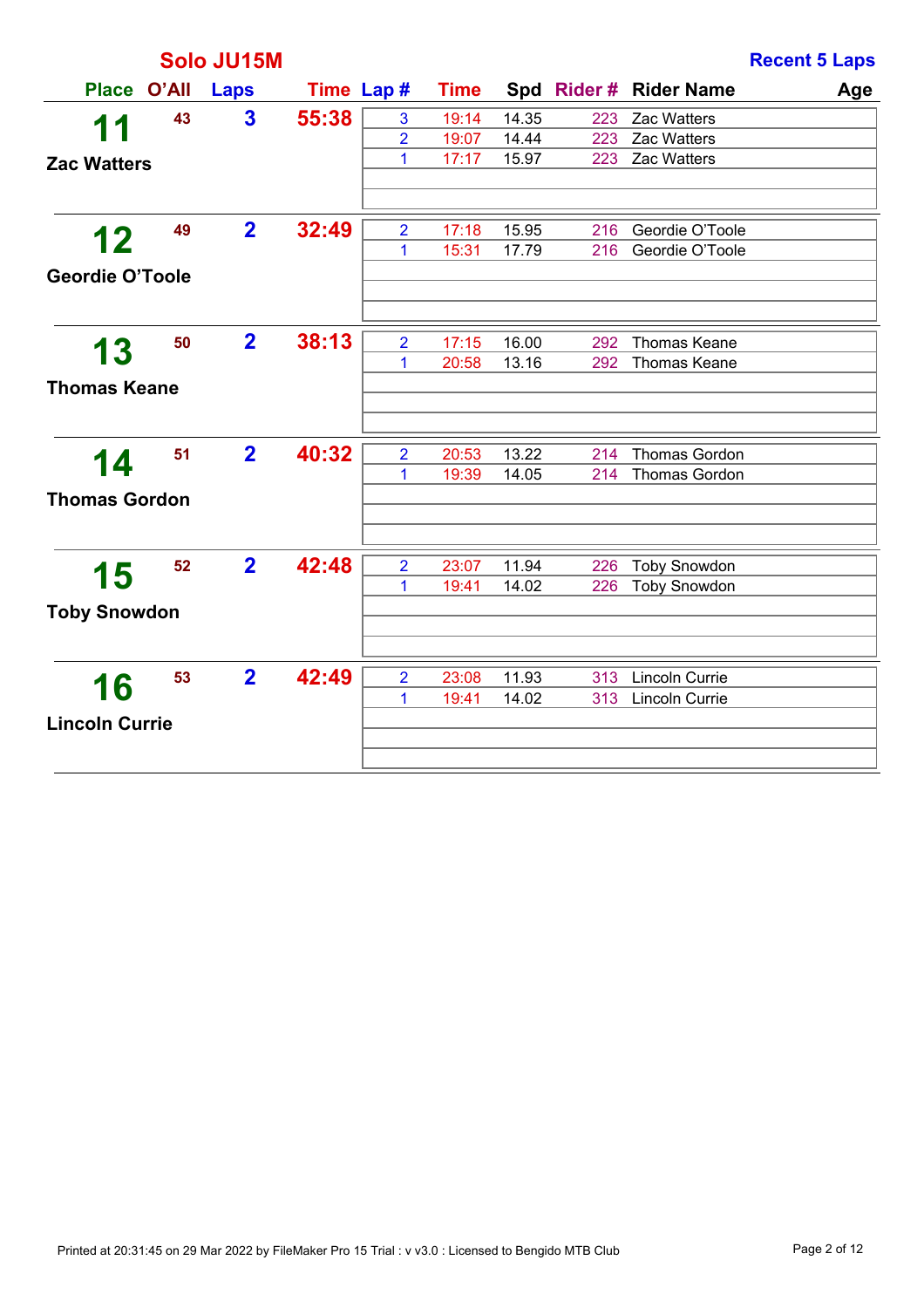## Solo JU15M

**Recent 5 Laps**

| Place | O'All | Laps | Time | Lap # | Time | Spd | Rider # | Rider Name | Age |
|---|---|---|---|---|---|---|---|---|---|
| **11** Zac Watters | 43 | 3 | 55:38 | 3 | 19:14 | 14.35 | 223 | Zac Watters | |
| | | | | 2 | 19:07 | 14.44 | 223 | Zac Watters | |
| | | | | 1 | 17:17 | 15.97 | 223 | Zac Watters | |
| **12** Geordie O'Toole | 49 | 2 | 32:49 | 2 | 17:18 | 15.95 | 216 | Geordie O'Toole | |
| | | | | 1 | 15:31 | 17.79 | 216 | Geordie O'Toole | |
| **13** Thomas Keane | 50 | 2 | 38:13 | 2 | 17:15 | 16.00 | 292 | Thomas Keane | |
| | | | | 1 | 20:58 | 13.16 | 292 | Thomas Keane | |
| **14** Thomas Gordon | 51 | 2 | 40:32 | 2 | 20:53 | 13.22 | 214 | Thomas Gordon | |
| | | | | 1 | 19:39 | 14.05 | 214 | Thomas Gordon | |
| **15** Toby Snowdon | 52 | 2 | 42:48 | 2 | 23:07 | 11.94 | 226 | Toby Snowdon | |
| | | | | 1 | 19:41 | 14.02 | 226 | Toby Snowdon | |
| **16** Lincoln Currie | 53 | 2 | 42:49 | 2 | 23:08 | 11.93 | 313 | Lincoln Currie | |
| | | | | 1 | 19:41 | 14.02 | 313 | Lincoln Currie | |

Printed at 20:31:45 on 29 Mar 2022 by FileMaker Pro 15 Trial : v v3.0 : Licensed to Bengido MTB Club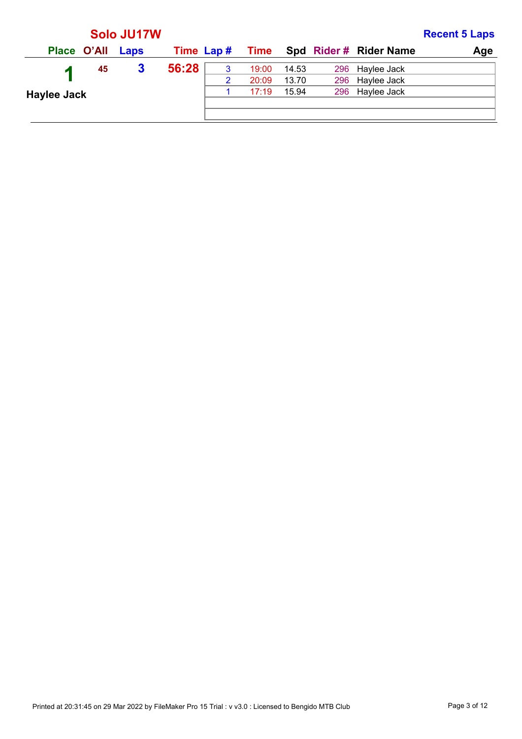## Solo JU17W

**Recent 5 Laps**

| Place | O'All | Laps | Time | Lap # | Time | Spd | Rider # | Rider Name | Age |
|---|---|---|---|---|---|---|---|---|---|
| **1** | 45 | 3 | 56:28 | 3 | 19:00 | 14.53 | 296 | Haylee Jack | |
| **Haylee Jack** | | | | 2 | 20:09 | 13.70 | 296 | Haylee Jack | |
| | | | | 1 | 17:19 | 15.94 | 296 | Haylee Jack | |

Printed at 20:31:45 on 29 Mar 2022 by FileMaker Pro 15 Trial : v v3.0 : Licensed to Bengido MTB Club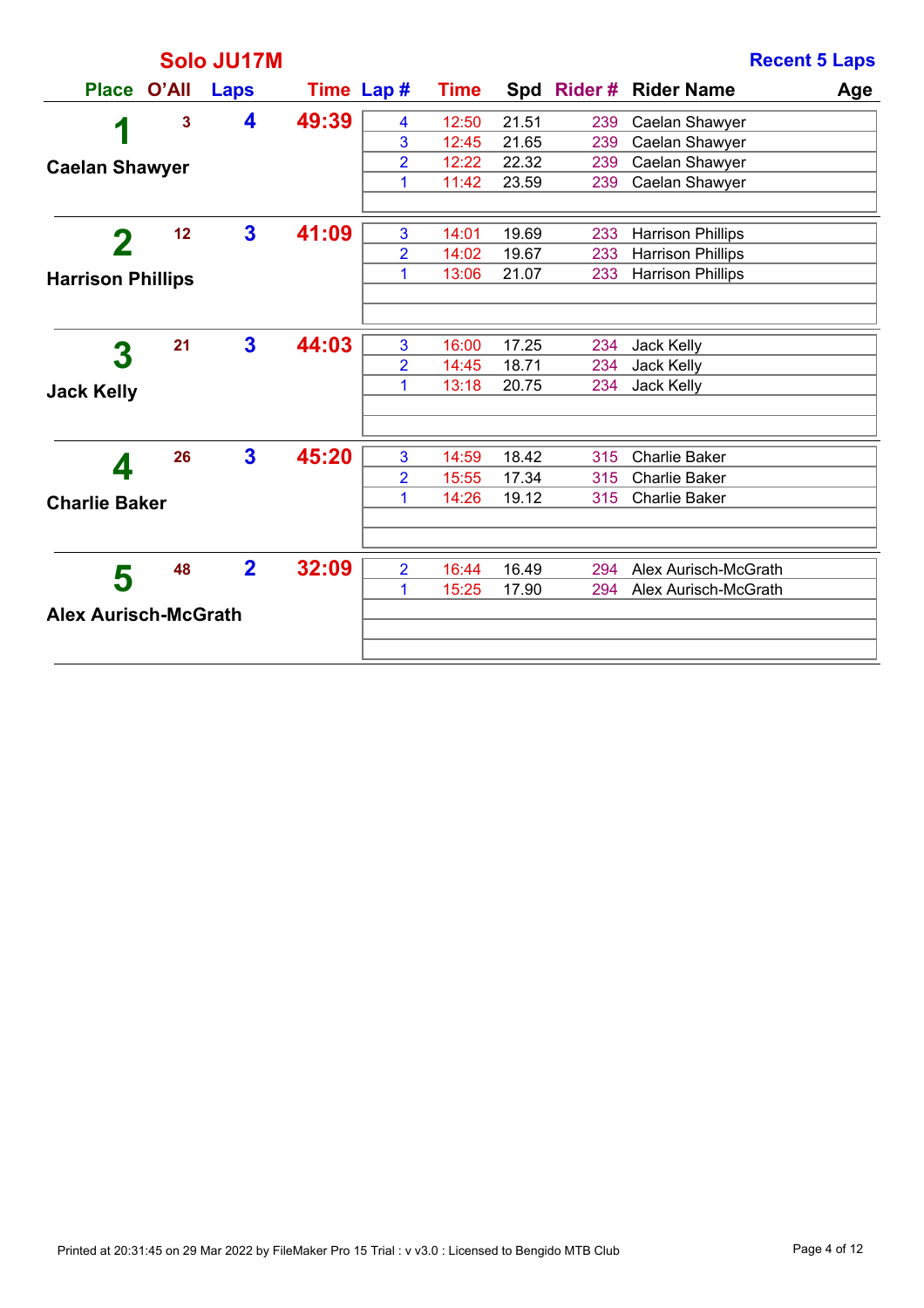## Solo JU17M

**Recent 5 Laps**

| Place | O'All | Laps | Time | Lap # | Time | Spd | Rider # | Rider Name | Age |
|---|---|---|---|---|---|---|---|---|---|
| 1 Caelan Shawyer | 3 | 4 | 49:39 | 4 | 12:50 | 21.51 | 239 | Caelan Shawyer | |
| | | | | 3 | 12:45 | 21.65 | 239 | Caelan Shawyer | |
| | | | | 2 | 12:22 | 22.32 | 239 | Caelan Shawyer | |
| | | | | 1 | 11:42 | 23.59 | 239 | Caelan Shawyer | |
| 2 Harrison Phillips | 12 | 3 | 41:09 | 3 | 14:01 | 19.69 | 233 | Harrison Phillips | |
| | | | | 2 | 14:02 | 19.67 | 233 | Harrison Phillips | |
| | | | | 1 | 13:06 | 21.07 | 233 | Harrison Phillips | |
| 3 Jack Kelly | 21 | 3 | 44:03 | 3 | 16:00 | 17.25 | 234 | Jack Kelly | |
| | | | | 2 | 14:45 | 18.71 | 234 | Jack Kelly | |
| | | | | 1 | 13:18 | 20.75 | 234 | Jack Kelly | |
| 4 Charlie Baker | 26 | 3 | 45:20 | 3 | 14:59 | 18.42 | 315 | Charlie Baker | |
| | | | | 2 | 15:55 | 17.34 | 315 | Charlie Baker | |
| | | | | 1 | 14:26 | 19.12 | 315 | Charlie Baker | |
| 5 Alex Aurisch-McGrath | 48 | 2 | 32:09 | 2 | 16:44 | 16.49 | 294 | Alex Aurisch-McGrath | |
| | | | | 1 | 15:25 | 17.90 | 294 | Alex Aurisch-McGrath | |

Printed at 20:31:45 on 29 Mar 2022 by FileMaker Pro 15 Trial : v v3.0 : Licensed to Bengido MTB Club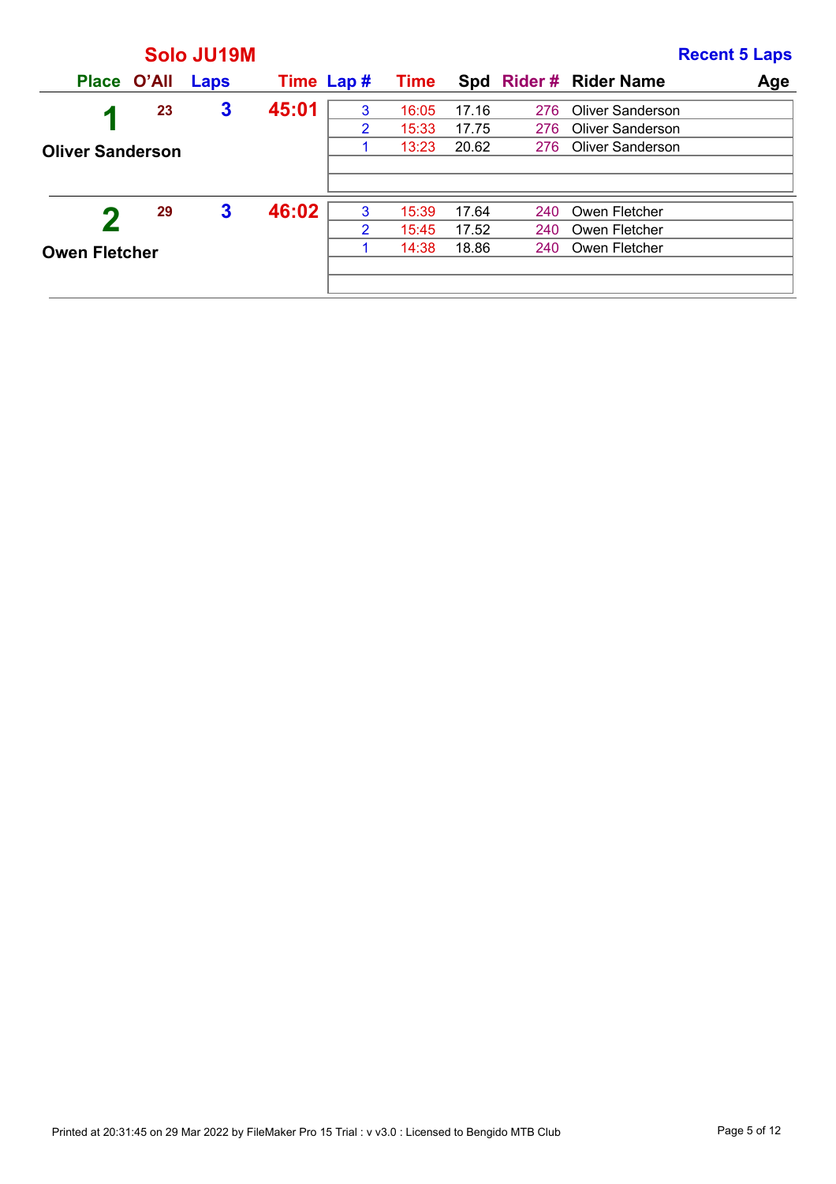## Solo JU19M

**Recent 5 Laps**

| Place | O'All | Laps | Time | Lap # | Time | Spd | Rider # | Rider Name | Age |
|---|---|---|---|---|---|---|---|---|---|
| 1 | 23 | 3 | 45:01 | 3 | 16:05 | 17.16 | 276 | Oliver Sanderson | |
| Oliver Sanderson | | | | 2 | 15:33 | 17.75 | 276 | Oliver Sanderson | |
| | | | | 1 | 13:23 | 20.62 | 276 | Oliver Sanderson | |
| 2 | 29 | 3 | 46:02 | 3 | 15:39 | 17.64 | 240 | Owen Fletcher | |
| Owen Fletcher | | | | 2 | 15:45 | 17.52 | 240 | Owen Fletcher | |
| | | | | 1 | 14:38 | 18.86 | 240 | Owen Fletcher | |

Printed at 20:31:45 on 29 Mar 2022 by FileMaker Pro 15 Trial : v v3.0 : Licensed to Bengido MTB Club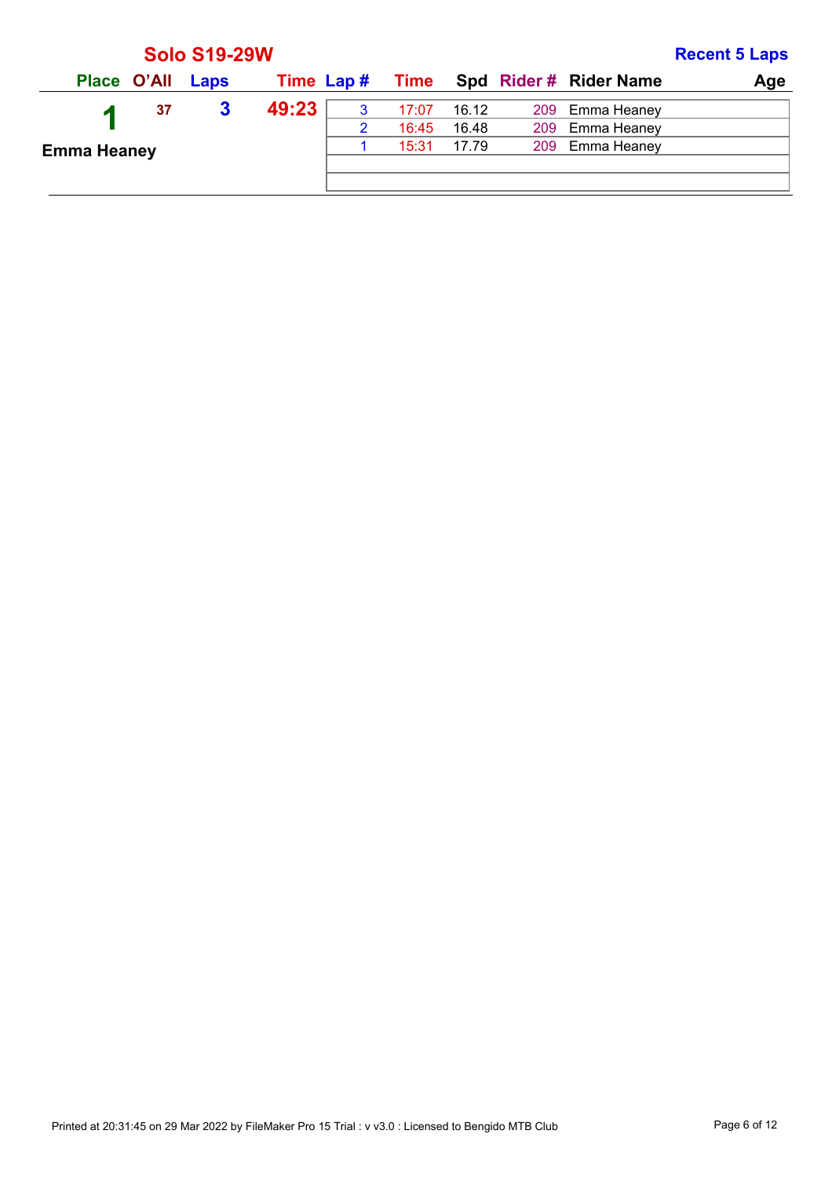## Solo S19-29W

**Recent 5 Laps**

| Place | O'All | Laps | Time | Lap # | Time | Spd | Rider # | Rider Name | Age |
|---|---|---|---|---|---|---|---|---|---|
| 1 | 37 | 3 | 49:23 | 3 | 17:07 | 16.12 | 209 | Emma Heaney | |
| Emma Heaney | | | | 2 | 16:45 | 16.48 | 209 | Emma Heaney | |
| | | | | 1 | 15:31 | 17.79 | 209 | Emma Heaney | |

Printed at 20:31:45 on 29 Mar 2022 by FileMaker Pro 15 Trial : v v3.0 : Licensed to Bengido MTB Club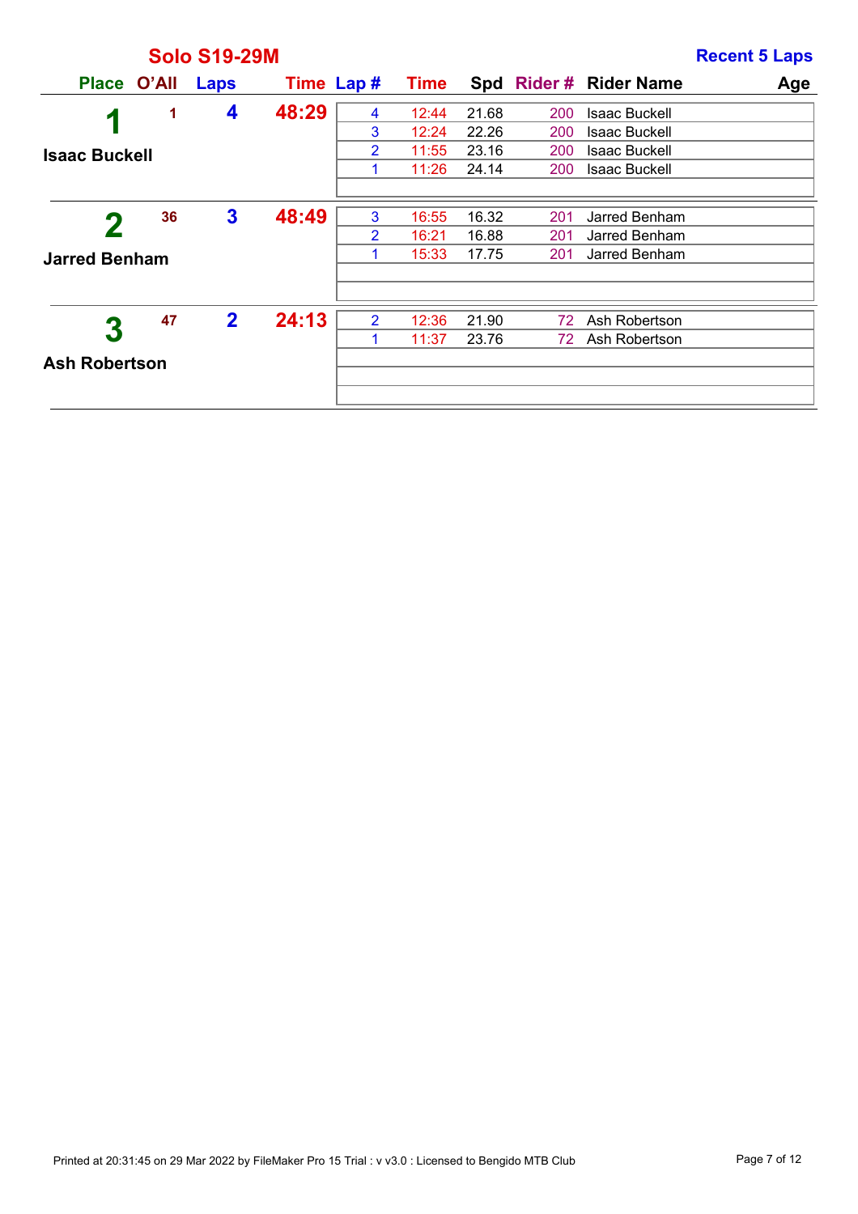## Solo S19-29M

**Recent 5 Laps**

| Place | O'All | Laps | Time | Lap # | Time | Spd | Rider # | Rider Name | Age |
|---|---|---|---|---|---|---|---|---|---|
| 1 | 1 | 4 | 48:29 | 4 | 12:44 | 21.68 | 200 | Isaac Buckell | |
| Isaac Buckell | | | | 3 | 12:24 | 22.26 | 200 | Isaac Buckell | |
| | | | | 2 | 11:55 | 23.16 | 200 | Isaac Buckell | |
| | | | | 1 | 11:26 | 24.14 | 200 | Isaac Buckell | |
| 2 | 36 | 3 | 48:49 | 3 | 16:55 | 16.32 | 201 | Jarred Benham | |
| Jarred Benham | | | | 2 | 16:21 | 16.88 | 201 | Jarred Benham | |
| | | | | 1 | 15:33 | 17.75 | 201 | Jarred Benham | |
| 3 | 47 | 2 | 24:13 | 2 | 12:36 | 21.90 | 72 | Ash Robertson | |
| Ash Robertson | | | | 1 | 11:37 | 23.76 | 72 | Ash Robertson | |

Printed at 20:31:45 on 29 Mar 2022 by FileMaker Pro 15 Trial : v v3.0 : Licensed to Bengido MTB Club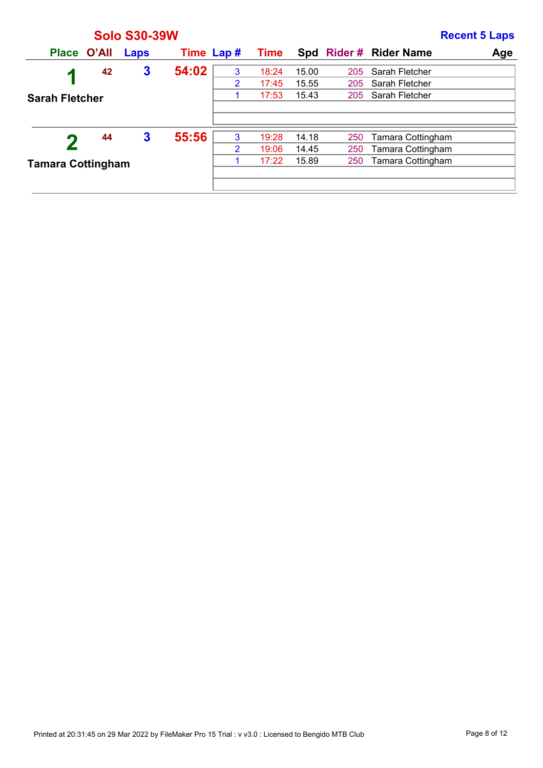## Solo S30-39W

**Recent 5 Laps**

| Place | O'All | Laps | Time | Lap # | Time | Spd | Rider # | Rider Name | Age |
|---|---|---|---|---|---|---|---|---|---|
| 1 | 42 | 3 | 54:02 | 3 | 18:24 | 15.00 | 205 | Sarah Fletcher | |
| Sarah Fletcher | | | | 2 | 17:45 | 15.55 | 205 | Sarah Fletcher | |
| | | | | 1 | 17:53 | 15.43 | 205 | Sarah Fletcher | |
| 2 | 44 | 3 | 55:56 | 3 | 19:28 | 14.18 | 250 | Tamara Cottingham | |
| Tamara Cottingham | | | | 2 | 19:06 | 14.45 | 250 | Tamara Cottingham | |
| | | | | 1 | 17:22 | 15.89 | 250 | Tamara Cottingham | |

Printed at 20:31:45 on 29 Mar 2022 by FileMaker Pro 15 Trial : v v3.0 : Licensed to Bengido MTB Club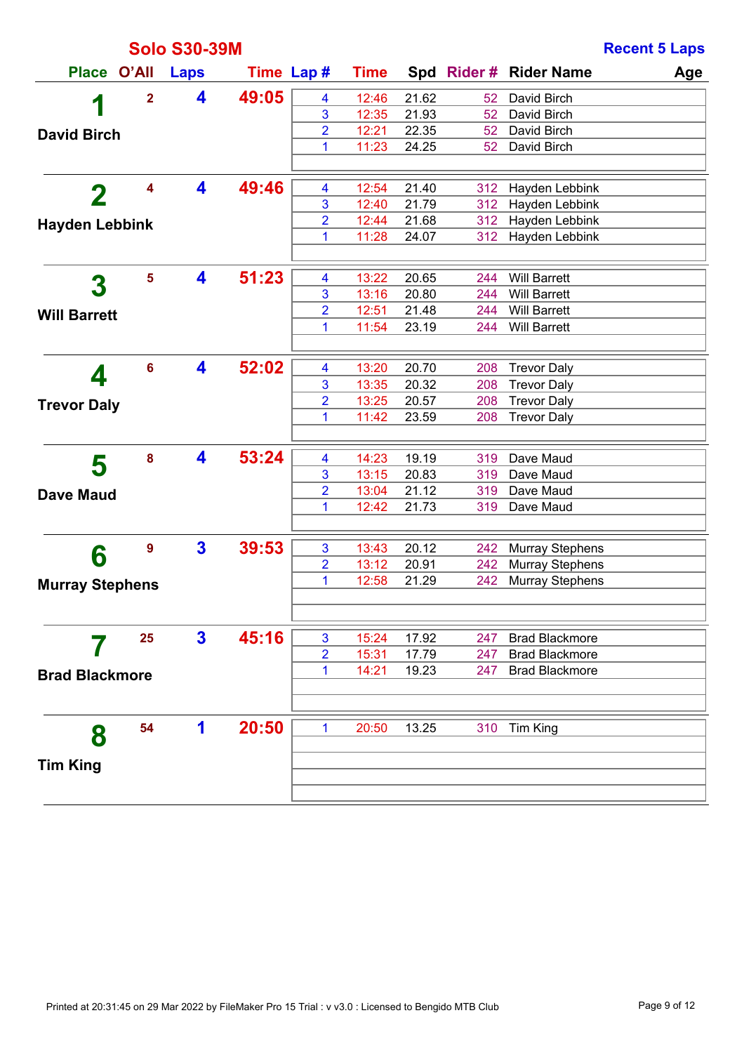## Solo S30-39M

**Recent 5 Laps**

| Place | O'All | Laps | Time | Lap # | Time | Spd | Rider # | Rider Name | Age |
|---|---|---|---|---|---|---|---|---|---|
| **1** David Birch | 2 | 4 | 49:05 | 4 | 12:46 | 21.62 | 52 | David Birch | |
| | | | | 3 | 12:35 | 21.93 | 52 | David Birch | |
| | | | | 2 | 12:21 | 22.35 | 52 | David Birch | |
| | | | | 1 | 11:23 | 24.25 | 52 | David Birch | |
| **2** Hayden Lebbink | 4 | 4 | 49:46 | 4 | 12:54 | 21.40 | 312 | Hayden Lebbink | |
| | | | | 3 | 12:40 | 21.79 | 312 | Hayden Lebbink | |
| | | | | 2 | 12:44 | 21.68 | 312 | Hayden Lebbink | |
| | | | | 1 | 11:28 | 24.07 | 312 | Hayden Lebbink | |
| **3** Will Barrett | 5 | 4 | 51:23 | 4 | 13:22 | 20.65 | 244 | Will Barrett | |
| | | | | 3 | 13:16 | 20.80 | 244 | Will Barrett | |
| | | | | 2 | 12:51 | 21.48 | 244 | Will Barrett | |
| | | | | 1 | 11:54 | 23.19 | 244 | Will Barrett | |
| **4** Trevor Daly | 6 | 4 | 52:02 | 4 | 13:20 | 20.70 | 208 | Trevor Daly | |
| | | | | 3 | 13:35 | 20.32 | 208 | Trevor Daly | |
| | | | | 2 | 13:25 | 20.57 | 208 | Trevor Daly | |
| | | | | 1 | 11:42 | 23.59 | 208 | Trevor Daly | |
| **5** Dave Maud | 8 | 4 | 53:24 | 4 | 14:23 | 19.19 | 319 | Dave Maud | |
| | | | | 3 | 13:15 | 20.83 | 319 | Dave Maud | |
| | | | | 2 | 13:04 | 21.12 | 319 | Dave Maud | |
| | | | | 1 | 12:42 | 21.73 | 319 | Dave Maud | |
| **6** Murray Stephens | 9 | 3 | 39:53 | 3 | 13:43 | 20.12 | 242 | Murray Stephens | |
| | | | | 2 | 13:12 | 20.91 | 242 | Murray Stephens | |
| | | | | 1 | 12:58 | 21.29 | 242 | Murray Stephens | |
| **7** Brad Blackmore | 25 | 3 | 45:16 | 3 | 15:24 | 17.92 | 247 | Brad Blackmore | |
| | | | | 2 | 15:31 | 17.79 | 247 | Brad Blackmore | |
| | | | | 1 | 14:21 | 19.23 | 247 | Brad Blackmore | |
| **8** Tim King | 54 | 1 | 20:50 | 1 | 20:50 | 13.25 | 310 | Tim King | |

Printed at 20:31:45 on 29 Mar 2022 by FileMaker Pro 15 Trial : v v3.0 : Licensed to Bengido MTB Club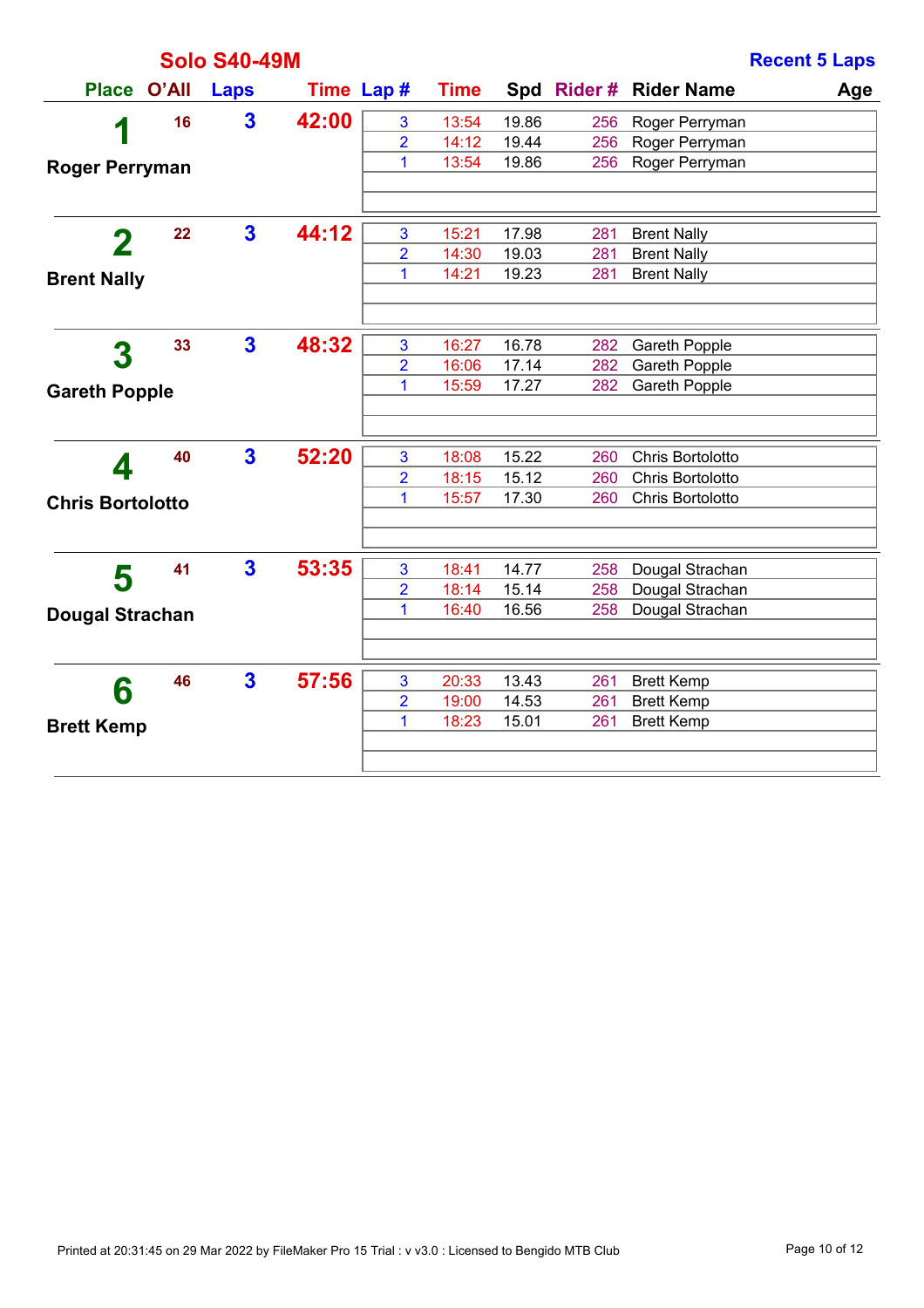## Solo S40-49M

**Recent 5 Laps**

| Place | O'All | Laps | Time | Lap # | Time | Spd | Rider # | Rider Name | Age |
|---|---|---|---|---|---|---|---|---|---|
| **1** Roger Perryman | 16 | 3 | 42:00 | 3 | 13:54 | 19.86 | 256 | Roger Perryman | |
| | | | | 2 | 14:12 | 19.44 | 256 | Roger Perryman | |
| | | | | 1 | 13:54 | 19.86 | 256 | Roger Perryman | |
| **2** Brent Nally | 22 | 3 | 44:12 | 3 | 15:21 | 17.98 | 281 | Brent Nally | |
| | | | | 2 | 14:30 | 19.03 | 281 | Brent Nally | |
| | | | | 1 | 14:21 | 19.23 | 281 | Brent Nally | |
| **3** Gareth Popple | 33 | 3 | 48:32 | 3 | 16:27 | 16.78 | 282 | Gareth Popple | |
| | | | | 2 | 16:06 | 17.14 | 282 | Gareth Popple | |
| | | | | 1 | 15:59 | 17.27 | 282 | Gareth Popple | |
| **4** Chris Bortolotto | 40 | 3 | 52:20 | 3 | 18:08 | 15.22 | 260 | Chris Bortolotto | |
| | | | | 2 | 18:15 | 15.12 | 260 | Chris Bortolotto | |
| | | | | 1 | 15:57 | 17.30 | 260 | Chris Bortolotto | |
| **5** Dougal Strachan | 41 | 3 | 53:35 | 3 | 18:41 | 14.77 | 258 | Dougal Strachan | |
| | | | | 2 | 18:14 | 15.14 | 258 | Dougal Strachan | |
| | | | | 1 | 16:40 | 16.56 | 258 | Dougal Strachan | |
| **6** Brett Kemp | 46 | 3 | 57:56 | 3 | 20:33 | 13.43 | 261 | Brett Kemp | |
| | | | | 2 | 19:00 | 14.53 | 261 | Brett Kemp | |
| | | | | 1 | 18:23 | 15.01 | 261 | Brett Kemp | |

Printed at 20:31:45 on 29 Mar 2022 by FileMaker Pro 15 Trial : v v3.0 : Licensed to Bengido MTB Club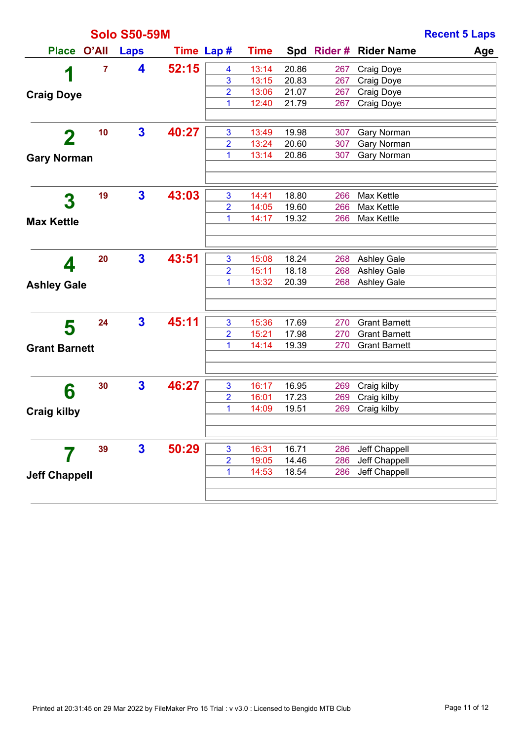## Solo S50-59M

**Recent 5 Laps**

| Place | O'All | Laps | Time | Lap # | Time | Spd | Rider # | Rider Name | Age |
|---|---|---|---|---|---|---|---|---|---|
| 1 Craig Doye | 7 | 4 | 52:15 | 4 | 13:14 | 20.86 | 267 | Craig Doye | |
| | | | | 3 | 13:15 | 20.83 | 267 | Craig Doye | |
| | | | | 2 | 13:06 | 21.07 | 267 | Craig Doye | |
| | | | | 1 | 12:40 | 21.79 | 267 | Craig Doye | |
| 2 Gary Norman | 10 | 3 | 40:27 | 3 | 13:49 | 19.98 | 307 | Gary Norman | |
| | | | | 2 | 13:24 | 20.60 | 307 | Gary Norman | |
| | | | | 1 | 13:14 | 20.86 | 307 | Gary Norman | |
| 3 Max Kettle | 19 | 3 | 43:03 | 3 | 14:41 | 18.80 | 266 | Max Kettle | |
| | | | | 2 | 14:05 | 19.60 | 266 | Max Kettle | |
| | | | | 1 | 14:17 | 19.32 | 266 | Max Kettle | |
| 4 Ashley Gale | 20 | 3 | 43:51 | 3 | 15:08 | 18.24 | 268 | Ashley Gale | |
| | | | | 2 | 15:11 | 18.18 | 268 | Ashley Gale | |
| | | | | 1 | 13:32 | 20.39 | 268 | Ashley Gale | |
| 5 Grant Barnett | 24 | 3 | 45:11 | 3 | 15:36 | 17.69 | 270 | Grant Barnett | |
| | | | | 2 | 15:21 | 17.98 | 270 | Grant Barnett | |
| | | | | 1 | 14:14 | 19.39 | 270 | Grant Barnett | |
| 6 Craig kilby | 30 | 3 | 46:27 | 3 | 16:17 | 16.95 | 269 | Craig kilby | |
| | | | | 2 | 16:01 | 17.23 | 269 | Craig kilby | |
| | | | | 1 | 14:09 | 19.51 | 269 | Craig kilby | |
| 7 Jeff Chappell | 39 | 3 | 50:29 | 3 | 16:31 | 16.71 | 286 | Jeff Chappell | |
| | | | | 2 | 19:05 | 14.46 | 286 | Jeff Chappell | |
| | | | | 1 | 14:53 | 18.54 | 286 | Jeff Chappell | |

Printed at 20:31:45 on 29 Mar 2022 by FileMaker Pro 15 Trial : v v3.0 : Licensed to Bengido MTB Club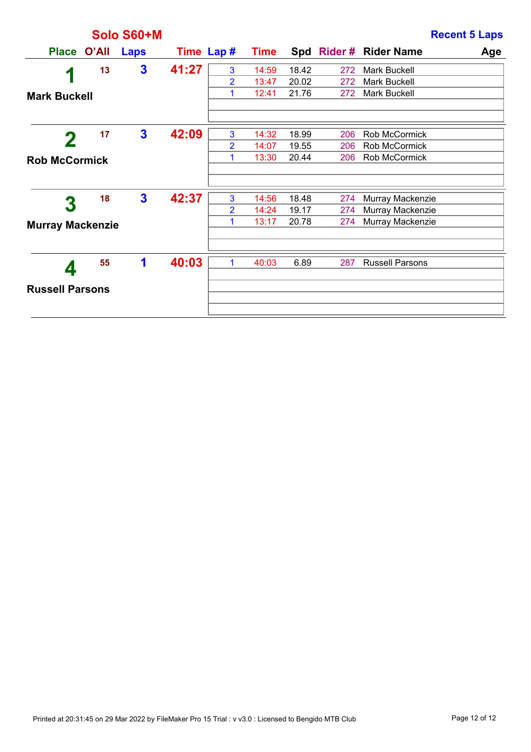## Solo S60+M

**Recent 5 Laps**

| Place | O'All | Laps | Time | Lap # | Time | Spd | Rider # | Rider Name | Age |
|---|---|---|---|---|---|---|---|---|---|
| 1 | 13 | 3 | 41:27 | 3 | 14:59 | 18.42 | 272 | Mark Buckell | |
| Mark Buckell | | | | 2 | 13:47 | 20.02 | 272 | Mark Buckell | |
| | | | | 1 | 12:41 | 21.76 | 272 | Mark Buckell | |
| 2 | 17 | 3 | 42:09 | 3 | 14:32 | 18.99 | 206 | Rob McCormick | |
| Rob McCormick | | | | 2 | 14:07 | 19.55 | 206 | Rob McCormick | |
| | | | | 1 | 13:30 | 20.44 | 206 | Rob McCormick | |
| 3 | 18 | 3 | 42:37 | 3 | 14:56 | 18.48 | 274 | Murray Mackenzie | |
| Murray Mackenzie | | | | 2 | 14:24 | 19.17 | 274 | Murray Mackenzie | |
| | | | | 1 | 13:17 | 20.78 | 274 | Murray Mackenzie | |
| 4 | 55 | 1 | 40:03 | 1 | 40:03 | 6.89 | 287 | Russell Parsons | |
| Russell Parsons | | | | | | | | | |

Printed at 20:31:45 on 29 Mar 2022 by FileMaker Pro 15 Trial : v v3.0 : Licensed to Bengido MTB Club